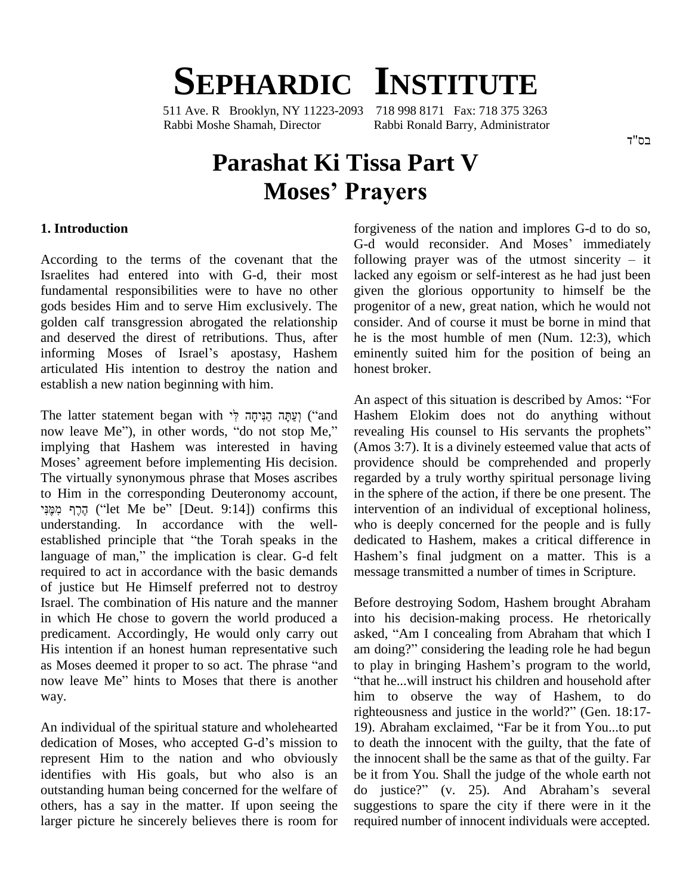# SEPHARDIC INSTITUTE

511 Ave. R Brooklyn, NY 11223-2093 718 998 8171 Fax: 718 375 3263
Rabbi Moshe Shamah, Director Rabbi Ronald Barry, Administrator

בס"ד

# Parashat Ki Tissa Part V
## Moses' Prayers

### 1. Introduction

According to the terms of the covenant that the Israelites had entered into with G-d, their most fundamental responsibilities were to have no other gods besides Him and to serve Him exclusively. The golden calf transgression abrogated the relationship and deserved the direst of retributions. Thus, after informing Moses of Israel's apostasy, Hashem articulated His intention to destroy the nation and establish a new nation beginning with him.

The latter statement began with וְעַתָּה הַנִּיחָה לִּי ("and now leave Me"), in other words, "do not stop Me," implying that Hashem was interested in having Moses' agreement before implementing His decision. The virtually synonymous phrase that Moses ascribes to Him in the corresponding Deuteronomy account, הֶרֶף מִמֶּנִּי ("let Me be" [Deut. 9:14]) confirms this understanding. In accordance with the well-established principle that "the Torah speaks in the language of man," the implication is clear. G-d felt required to act in accordance with the basic demands of justice but He Himself preferred not to destroy Israel. The combination of His nature and the manner in which He chose to govern the world produced a predicament. Accordingly, He would only carry out His intention if an honest human representative such as Moses deemed it proper to so act. The phrase "and now leave Me" hints to Moses that there is another way.

An individual of the spiritual stature and wholehearted dedication of Moses, who accepted G-d's mission to represent Him to the nation and who obviously identifies with His goals, but who also is an outstanding human being concerned for the welfare of others, has a say in the matter. If upon seeing the larger picture he sincerely believes there is room for forgiveness of the nation and implores G-d to do so, G-d would reconsider. And Moses' immediately following prayer was of the utmost sincerity – it lacked any egoism or self-interest as he had just been given the glorious opportunity to himself be the progenitor of a new, great nation, which he would not consider. And of course it must be borne in mind that he is the most humble of men (Num. 12:3), which eminently suited him for the position of being an honest broker.

An aspect of this situation is described by Amos: "For Hashem Elokim does not do anything without revealing His counsel to His servants the prophets" (Amos 3:7). It is a divinely esteemed value that acts of providence should be comprehended and properly regarded by a truly worthy spiritual personage living in the sphere of the action, if there be one present. The intervention of an individual of exceptional holiness, who is deeply concerned for the people and is fully dedicated to Hashem, makes a critical difference in Hashem's final judgment on a matter. This is a message transmitted a number of times in Scripture.

Before destroying Sodom, Hashem brought Abraham into his decision-making process. He rhetorically asked, "Am I concealing from Abraham that which I am doing?" considering the leading role he had begun to play in bringing Hashem's program to the world, "that he...will instruct his children and household after him to observe the way of Hashem, to do righteousness and justice in the world?" (Gen. 18:17-19). Abraham exclaimed, "Far be it from You...to put to death the innocent with the guilty, that the fate of the innocent shall be the same as that of the guilty. Far be it from You. Shall the judge of the whole earth not do justice?" (v. 25). And Abraham's several suggestions to spare the city if there were in it the required number of innocent individuals were accepted.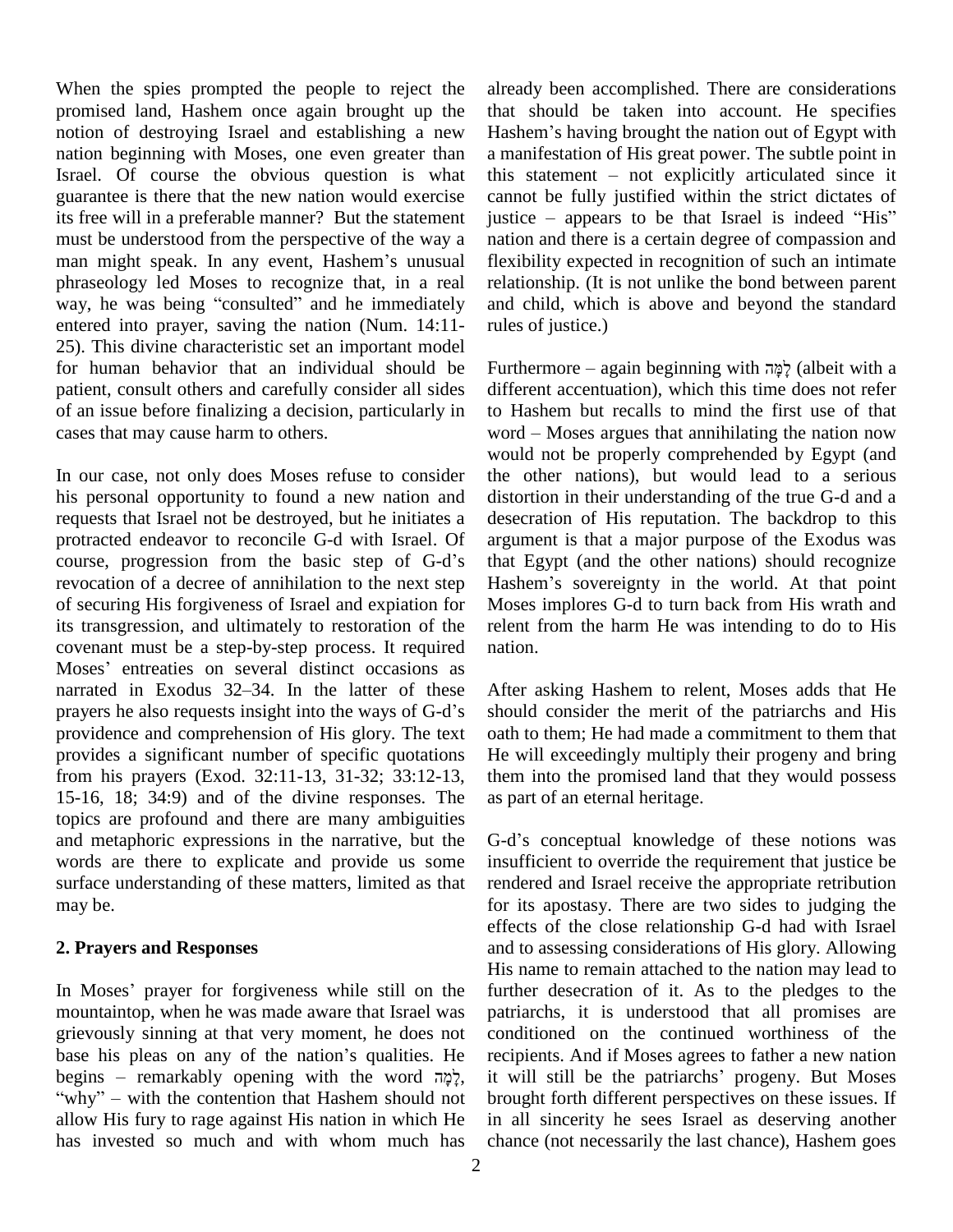When the spies prompted the people to reject the promised land, Hashem once again brought up the notion of destroying Israel and establishing a new nation beginning with Moses, one even greater than Israel. Of course the obvious question is what guarantee is there that the new nation would exercise its free will in a preferable manner? But the statement must be understood from the perspective of the way a man might speak. In any event, Hashem's unusual phraseology led Moses to recognize that, in a real way, he was being "consulted" and he immediately entered into prayer, saving the nation (Num. 14:11-25). This divine characteristic set an important model for human behavior that an individual should be patient, consult others and carefully consider all sides of an issue before finalizing a decision, particularly in cases that may cause harm to others.

In our case, not only does Moses refuse to consider his personal opportunity to found a new nation and requests that Israel not be destroyed, but he initiates a protracted endeavor to reconcile G-d with Israel. Of course, progression from the basic step of G-d's revocation of a decree of annihilation to the next step of securing His forgiveness of Israel and expiation for its transgression, and ultimately to restoration of the covenant must be a step-by-step process. It required Moses' entreaties on several distinct occasions as narrated in Exodus 32–34. In the latter of these prayers he also requests insight into the ways of G-d's providence and comprehension of His glory. The text provides a significant number of specific quotations from his prayers (Exod. 32:11-13, 31-32; 33:12-13, 15-16, 18; 34:9) and of the divine responses. The topics are profound and there are many ambiguities and metaphoric expressions in the narrative, but the words are there to explicate and provide us some surface understanding of these matters, limited as that may be.

## 2. Prayers and Responses

In Moses' prayer for forgiveness while still on the mountaintop, when he was made aware that Israel was grievously sinning at that very moment, he does not base his pleas on any of the nation's qualities. He begins – remarkably opening with the word לָמָּה, "why" – with the contention that Hashem should not allow His fury to rage against His nation in which He has invested so much and with whom much has already been accomplished. There are considerations that should be taken into account. He specifies Hashem's having brought the nation out of Egypt with a manifestation of His great power. The subtle point in this statement – not explicitly articulated since it cannot be fully justified within the strict dictates of justice – appears to be that Israel is indeed "His" nation and there is a certain degree of compassion and flexibility expected in recognition of such an intimate relationship. (It is not unlike the bond between parent and child, which is above and beyond the standard rules of justice.)

Furthermore – again beginning with לָמָּה (albeit with a different accentuation), which this time does not refer to Hashem but recalls to mind the first use of that word – Moses argues that annihilating the nation now would not be properly comprehended by Egypt (and the other nations), but would lead to a serious distortion in their understanding of the true G-d and a desecration of His reputation. The backdrop to this argument is that a major purpose of the Exodus was that Egypt (and the other nations) should recognize Hashem's sovereignty in the world. At that point Moses implores G-d to turn back from His wrath and relent from the harm He was intending to do to His nation.

After asking Hashem to relent, Moses adds that He should consider the merit of the patriarchs and His oath to them; He had made a commitment to them that He will exceedingly multiply their progeny and bring them into the promised land that they would possess as part of an eternal heritage.

G-d's conceptual knowledge of these notions was insufficient to override the requirement that justice be rendered and Israel receive the appropriate retribution for its apostasy. There are two sides to judging the effects of the close relationship G-d had with Israel and to assessing considerations of His glory. Allowing His name to remain attached to the nation may lead to further desecration of it. As to the pledges to the patriarchs, it is understood that all promises are conditioned on the continued worthiness of the recipients. And if Moses agrees to father a new nation it will still be the patriarchs' progeny. But Moses brought forth different perspectives on these issues. If in all sincerity he sees Israel as deserving another chance (not necessarily the last chance), Hashem goes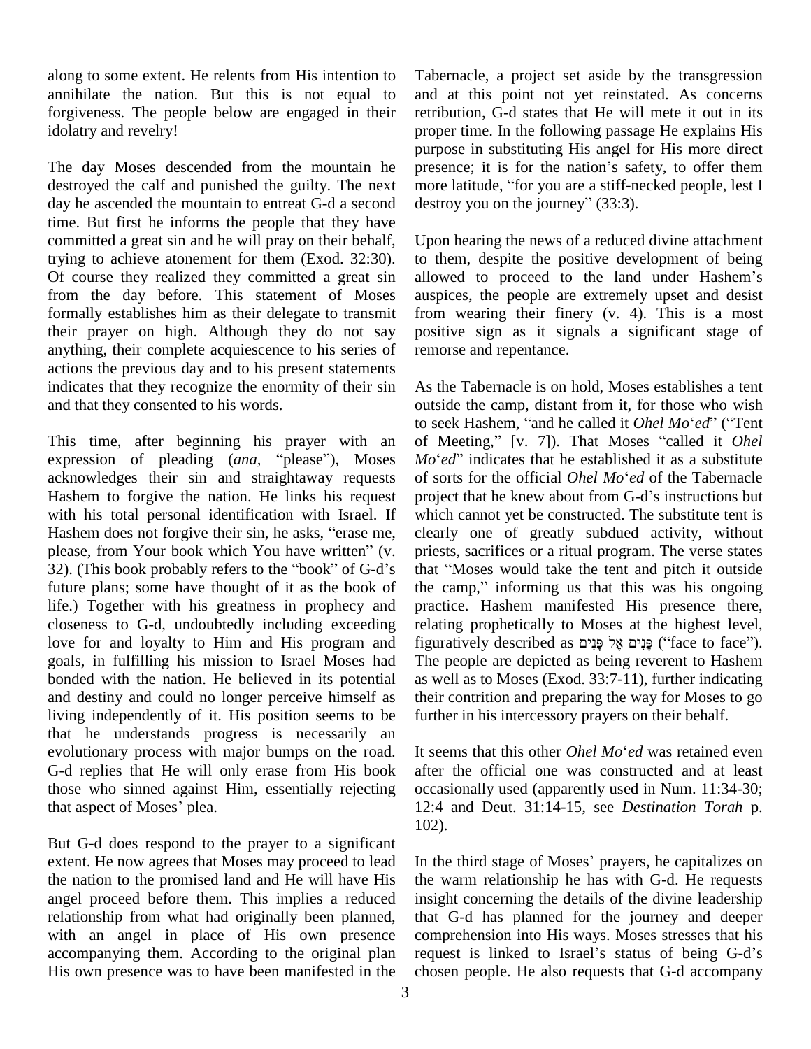along to some extent. He relents from His intention to annihilate the nation. But this is not equal to forgiveness. The people below are engaged in their idolatry and revelry!

The day Moses descended from the mountain he destroyed the calf and punished the guilty. The next day he ascended the mountain to entreat G-d a second time. But first he informs the people that they have committed a great sin and he will pray on their behalf, trying to achieve atonement for them (Exod. 32:30). Of course they realized they committed a great sin from the day before. This statement of Moses formally establishes him as their delegate to transmit their prayer on high. Although they do not say anything, their complete acquiescence to his series of actions the previous day and to his present statements indicates that they recognize the enormity of their sin and that they consented to his words.

This time, after beginning his prayer with an expression of pleading (*ana*, "please"), Moses acknowledges their sin and straightaway requests Hashem to forgive the nation. He links his request with his total personal identification with Israel. If Hashem does not forgive their sin, he asks, "erase me, please, from Your book which You have written" (v. 32). (This book probably refers to the "book" of G-d's future plans; some have thought of it as the book of life.) Together with his greatness in prophecy and closeness to G-d, undoubtedly including exceeding love for and loyalty to Him and His program and goals, in fulfilling his mission to Israel Moses had bonded with the nation. He believed in its potential and destiny and could no longer perceive himself as living independently of it. His position seems to be that he understands progress is necessarily an evolutionary process with major bumps on the road. G-d replies that He will only erase from His book those who sinned against Him, essentially rejecting that aspect of Moses' plea.

But G-d does respond to the prayer to a significant extent. He now agrees that Moses may proceed to lead the nation to the promised land and He will have His angel proceed before them. This implies a reduced relationship from what had originally been planned, with an angel in place of His own presence accompanying them. According to the original plan His own presence was to have been manifested in the Tabernacle, a project set aside by the transgression and at this point not yet reinstated. As concerns retribution, G-d states that He will mete it out in its proper time. In the following passage He explains His purpose in substituting His angel for His more direct presence; it is for the nation's safety, to offer them more latitude, "for you are a stiff-necked people, lest I destroy you on the journey" (33:3).

Upon hearing the news of a reduced divine attachment to them, despite the positive development of being allowed to proceed to the land under Hashem's auspices, the people are extremely upset and desist from wearing their finery (v. 4). This is a most positive sign as it signals a significant stage of remorse and repentance.

As the Tabernacle is on hold, Moses establishes a tent outside the camp, distant from it, for those who wish to seek Hashem, "and he called it *Ohel Mo*'*ed*" ("Tent of Meeting," [v. 7]). That Moses "called it *Ohel Mo*'*ed*" indicates that he established it as a substitute of sorts for the official *Ohel Mo*'*ed* of the Tabernacle project that he knew about from G-d's instructions but which cannot yet be constructed. The substitute tent is clearly one of greatly subdued activity, without priests, sacrifices or a ritual program. The verse states that "Moses would take the tent and pitch it outside the camp," informing us that this was his ongoing practice. Hashem manifested His presence there, relating prophetically to Moses at the highest level, figuratively described as פָּנִים אֶל פָּנִים ("face to face"). The people are depicted as being reverent to Hashem as well as to Moses (Exod. 33:7-11), further indicating their contrition and preparing the way for Moses to go further in his intercessory prayers on their behalf.

It seems that this other *Ohel Mo*'*ed* was retained even after the official one was constructed and at least occasionally used (apparently used in Num. 11:34-30; 12:4 and Deut. 31:14-15, see *Destination Torah* p. 102).

In the third stage of Moses' prayers, he capitalizes on the warm relationship he has with G-d. He requests insight concerning the details of the divine leadership that G-d has planned for the journey and deeper comprehension into His ways. Moses stresses that his request is linked to Israel's status of being G-d's chosen people. He also requests that G-d accompany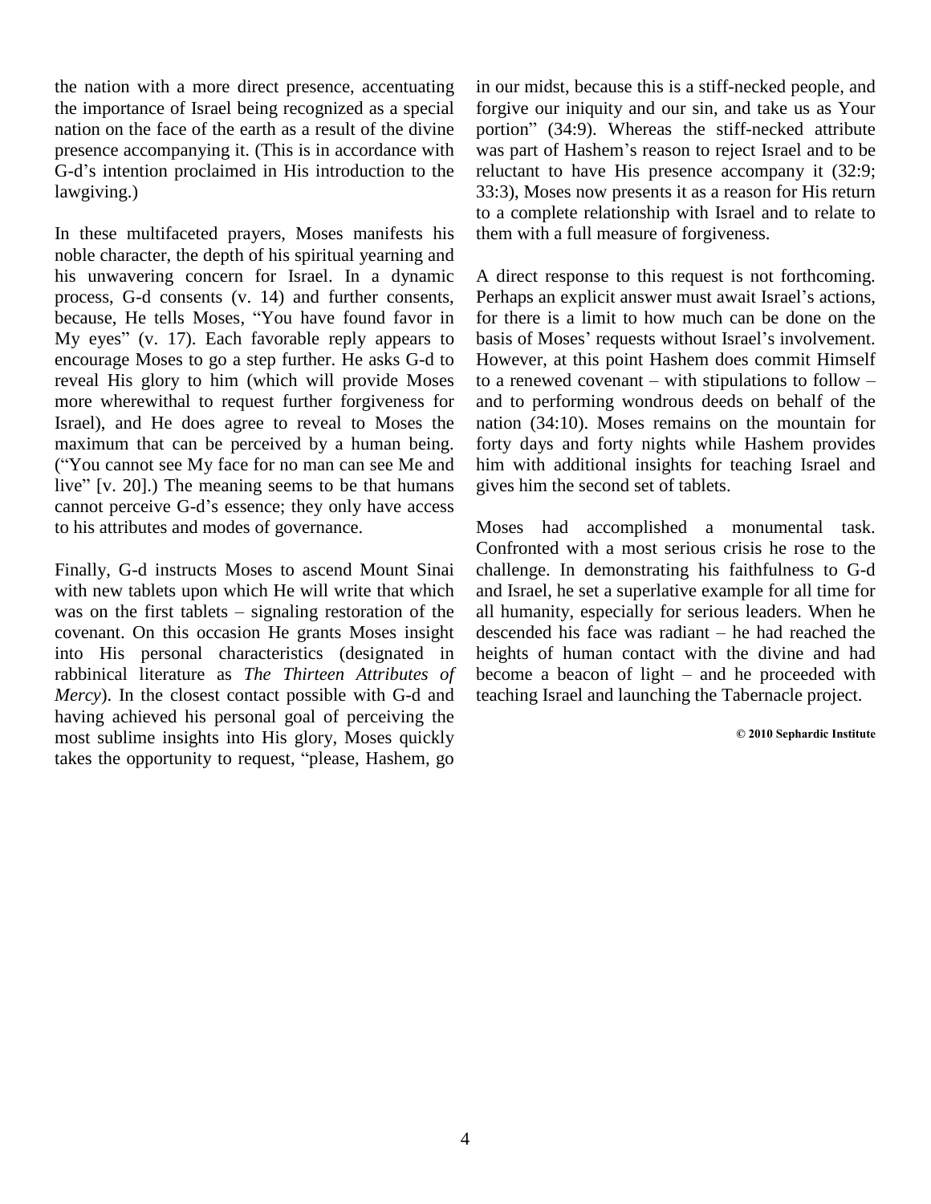the nation with a more direct presence, accentuating the importance of Israel being recognized as a special nation on the face of the earth as a result of the divine presence accompanying it. (This is in accordance with G-d's intention proclaimed in His introduction to the lawgiving.)

In these multifaceted prayers, Moses manifests his noble character, the depth of his spiritual yearning and his unwavering concern for Israel. In a dynamic process, G-d consents (v. 14) and further consents, because, He tells Moses, "You have found favor in My eyes" (v. 17). Each favorable reply appears to encourage Moses to go a step further. He asks G-d to reveal His glory to him (which will provide Moses more wherewithal to request further forgiveness for Israel), and He does agree to reveal to Moses the maximum that can be perceived by a human being. ("You cannot see My face for no man can see Me and live" [v. 20].) The meaning seems to be that humans cannot perceive G-d's essence; they only have access to his attributes and modes of governance.

Finally, G-d instructs Moses to ascend Mount Sinai with new tablets upon which He will write that which was on the first tablets – signaling restoration of the covenant. On this occasion He grants Moses insight into His personal characteristics (designated in rabbinical literature as *The Thirteen Attributes of Mercy*). In the closest contact possible with G-d and having achieved his personal goal of perceiving the most sublime insights into His glory, Moses quickly takes the opportunity to request, "please, Hashem, go in our midst, because this is a stiff-necked people, and forgive our iniquity and our sin, and take us as Your portion" (34:9). Whereas the stiff-necked attribute was part of Hashem's reason to reject Israel and to be reluctant to have His presence accompany it (32:9; 33:3), Moses now presents it as a reason for His return to a complete relationship with Israel and to relate to them with a full measure of forgiveness.

A direct response to this request is not forthcoming. Perhaps an explicit answer must await Israel's actions, for there is a limit to how much can be done on the basis of Moses' requests without Israel's involvement. However, at this point Hashem does commit Himself to a renewed covenant – with stipulations to follow – and to performing wondrous deeds on behalf of the nation (34:10). Moses remains on the mountain for forty days and forty nights while Hashem provides him with additional insights for teaching Israel and gives him the second set of tablets.

Moses had accomplished a monumental task. Confronted with a most serious crisis he rose to the challenge. In demonstrating his faithfulness to G-d and Israel, he set a superlative example for all time for all humanity, especially for serious leaders. When he descended his face was radiant – he had reached the heights of human contact with the divine and had become a beacon of light – and he proceeded with teaching Israel and launching the Tabernacle project.

**© 2010 Sephardic Institute**